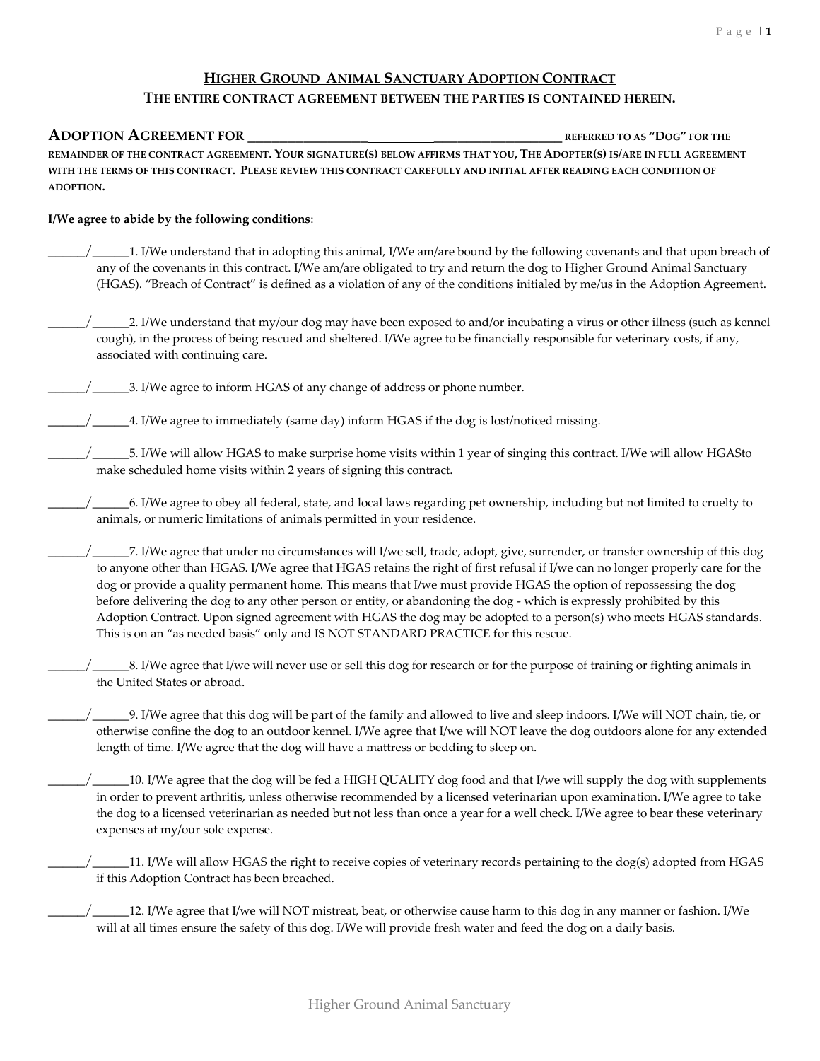# HIGHER GROUND ANIMAL SANCTUARY ADOPTION CONTRACT

## THE ENTIRE CONTRACT AGREEMENT BETWEEN THE PARTIES IS CONTAINED HEREIN.

**ADOPTION AGREEMENT FOR ______________________________________________** REFERRED TO AS "DOG" FOR THE REMAINDER OF THE CONTRACT AGREEMENT. YOUR SIGNATURE(S) BELOW AFFIRMS THAT YOU, THE ADOPTER(S) IS/ARE IN FULL AGREEMENT WITH THE TERMS OF THIS CONTRACT. PLEASE REVIEW THIS CONTRACT CAREFULLY AND INITIAL AFTER READING EACH CONDITION OF ADOPTION.

**I/We agree to abide by the following conditions**:

______/______1. I/We understand that in adopting this animal, I/We am/are bound by the following covenants and that upon breach of any of the covenants in this contract. I/We am/are obligated to try and return the dog to Higher Ground Animal Sanctuary (HGAS). "Breach of Contract" is defined as a violation of any of the conditions initialed by me/us in the Adoption Agreement.

______/______2. I/We understand that my/our dog may have been exposed to and/or incubating a virus or other illness (such as kennel cough), in the process of being rescued and sheltered. I/We agree to be financially responsible for veterinary costs, if any, associated with continuing care.

______/______3. I/We agree to inform HGAS of any change of address or phone number.

______/______4. I/We agree to immediately (same day) inform HGAS if the dog is lost/noticed missing.

______/______5. I/We will allow HGAS to make surprise home visits within 1 year of singing this contract. I/We will allow HGASto make scheduled home visits within 2 years of signing this contract.

______/______6. I/We agree to obey all federal, state, and local laws regarding pet ownership, including but not limited to cruelty to animals, or numeric limitations of animals permitted in your residence.

______/______7. I/We agree that under no circumstances will I/we sell, trade, adopt, give, surrender, or transfer ownership of this dog to anyone other than HGAS. I/We agree that HGAS retains the right of first refusal if I/we can no longer properly care for the dog or provide a quality permanent home. This means that I/we must provide HGAS the option of repossessing the dog before delivering the dog to any other person or entity, or abandoning the dog - which is expressly prohibited by this Adoption Contract. Upon signed agreement with HGAS the dog may be adopted to a person(s) who meets HGAS standards. This is on an "as needed basis" only and IS NOT STANDARD PRACTICE for this rescue.

______/______8. I/We agree that I/we will never use or sell this dog for research or for the purpose of training or fighting animals in the United States or abroad.

______/______9. I/We agree that this dog will be part of the family and allowed to live and sleep indoors. I/We will NOT chain, tie, or otherwise confine the dog to an outdoor kennel. I/We agree that I/we will NOT leave the dog outdoors alone for any extended length of time. I/We agree that the dog will have a mattress or bedding to sleep on.

______/______10. I/We agree that the dog will be fed a HIGH QUALITY dog food and that I/we will supply the dog with supplements in order to prevent arthritis, unless otherwise recommended by a licensed veterinarian upon examination. I/We agree to take the dog to a licensed veterinarian as needed but not less than once a year for a well check. I/We agree to bear these veterinary expenses at my/our sole expense.

______/______11. I/We will allow HGAS the right to receive copies of veterinary records pertaining to the dog(s) adopted from HGAS if this Adoption Contract has been breached.

______/______12. I/We agree that I/we will NOT mistreat, beat, or otherwise cause harm to this dog in any manner or fashion. I/We will at all times ensure the safety of this dog. I/We will provide fresh water and feed the dog on a daily basis.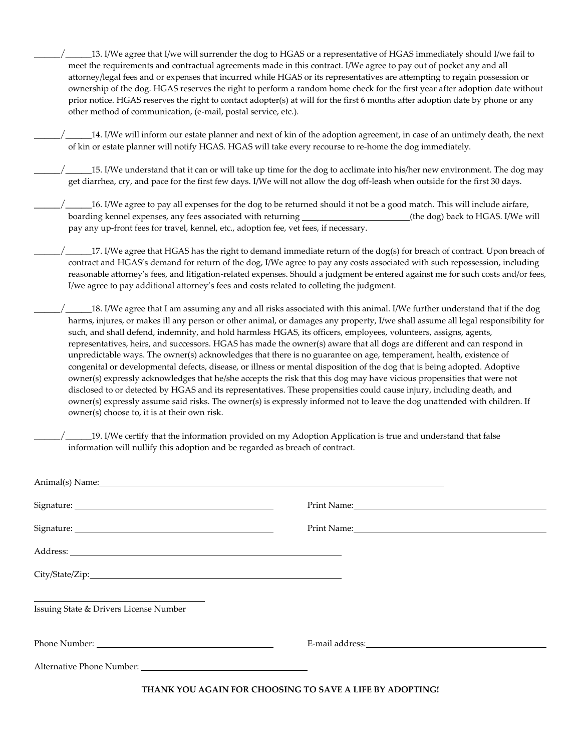\_\_\_\_\_\_/\_\_\_\_\_\_13. I/We agree that I/we will surrender the dog to HGAS or a representative of HGAS immediately should I/we fail to meet the requirements and contractual agreements made in this contract. I/We agree to pay out of pocket any and all attorney/legal fees and or expenses that incurred while HGAS or its representatives are attempting to regain possession or ownership of the dog. HGAS reserves the right to perform a random home check for the first year after adoption date without prior notice. HGAS reserves the right to contact adopter(s) at will for the first 6 months after adoption date by phone or any other method of communication, (e-mail, postal service, etc.).

\_\_\_\_\_\_/\_\_\_\_\_\_14. I/We will inform our estate planner and next of kin of the adoption agreement, in case of an untimely death, the next of kin or estate planner will notify HGAS. HGAS will take every recourse to re-home the dog immediately.

\_\_\_\_\_\_/\_\_\_\_\_\_15. I/We understand that it can or will take up time for the dog to acclimate into his/her new environment. The dog may get diarrhea, cry, and pace for the first few days. I/We will not allow the dog off-leash when outside for the first 30 days.

\_\_\_\_\_\_/\_\_\_\_\_\_16. I/We agree to pay all expenses for the dog to be returned should it not be a good match. This will include airfare, boarding kennel expenses, any fees associated with returning \_\_\_\_\_\_\_\_\_\_\_\_\_\_\_\_\_\_\_\_\_\_\_\_(the dog) back to HGAS. I/We will pay any up-front fees for travel, kennel, etc., adoption fee, vet fees, if necessary.

\_\_\_\_\_\_/\_\_\_\_\_\_17. I/We agree that HGAS has the right to demand immediate return of the dog(s) for breach of contract. Upon breach of contract and HGAS's demand for return of the dog, I/We agree to pay any costs associated with such repossession, including reasonable attorney's fees, and litigation-related expenses. Should a judgment be entered against me for such costs and/or fees, I/we agree to pay additional attorney's fees and costs related to colleting the judgment.

\_\_\_\_\_\_/\_\_\_\_\_\_18. I/We agree that I am assuming any and all risks associated with this animal. I/We further understand that if the dog harms, injures, or makes ill any person or other animal, or damages any property, I/we shall assume all legal responsibility for such, and shall defend, indemnity, and hold harmless HGAS, its officers, employees, volunteers, assigns, agents, representatives, heirs, and successors. HGAS has made the owner(s) aware that all dogs are different and can respond in unpredictable ways. The owner(s) acknowledges that there is no guarantee on age, temperament, health, existence of congenital or developmental defects, disease, or illness or mental disposition of the dog that is being adopted. Adoptive owner(s) expressly acknowledges that he/she accepts the risk that this dog may have vicious propensities that were not disclosed to or detected by HGAS and its representatives. These propensities could cause injury, including death, and owner(s) expressly assume said risks. The owner(s) is expressly informed not to leave the dog unattended with children. If owner(s) choose to, it is at their own risk.

\_\_\_\_\_\_/\_\_\_\_\_\_19. I/We certify that the information provided on my Adoption Application is true and understand that false information will nullify this adoption and be regarded as breach of contract.

Animal(s) Name:\_\_\_\_\_\_\_\_\_\_\_\_\_\_\_\_\_\_\_\_\_\_\_\_\_\_\_\_\_\_\_\_\_\_\_\_\_\_\_\_\_\_\_\_\_\_\_\_

Signature: \_\_\_\_\_\_\_\_\_\_\_\_\_\_\_\_\_\_\_\_\_\_\_\_\_\_\_\_\_\_ Print Name:\_\_\_\_\_\_\_\_\_\_\_\_\_\_\_\_\_\_\_\_\_\_\_\_\_\_\_\_\_\_

Signature: \_\_\_\_\_\_\_\_\_\_\_\_\_\_\_\_\_\_\_\_\_\_\_\_\_\_\_\_\_\_ Print Name:\_\_\_\_\_\_\_\_\_\_\_\_\_\_\_\_\_\_\_\_\_\_\_\_\_\_\_\_\_\_

Address: \_\_\_\_\_\_\_\_\_\_\_\_\_\_\_\_\_\_\_\_\_\_\_\_\_\_\_\_\_\_\_\_\_\_\_\_\_\_\_\_

City/State/Zip:\_\_\_\_\_\_\_\_\_\_\_\_\_\_\_\_\_\_\_\_\_\_\_\_\_\_\_\_\_\_\_\_\_\_\_\_\_\_\_\_

\_\_\_\_\_\_\_\_\_\_\_\_\_\_\_\_\_\_\_\_\_\_\_\_\_\_\_\_\_\_
Issuing State & Drivers License Number

Phone Number: \_\_\_\_\_\_\_\_\_\_\_\_\_\_\_\_\_\_\_\_\_\_\_\_\_\_\_\_\_\_ E-mail address:\_\_\_\_\_\_\_\_\_\_\_\_\_\_\_\_\_\_\_\_\_\_\_\_\_\_\_\_\_\_

Alternative Phone Number: \_\_\_\_\_\_\_\_\_\_\_\_\_\_\_\_\_\_\_\_\_\_\_\_\_\_\_\_\_\_

**THANK YOU AGAIN FOR CHOOSING TO SAVE A LIFE BY ADOPTING!**